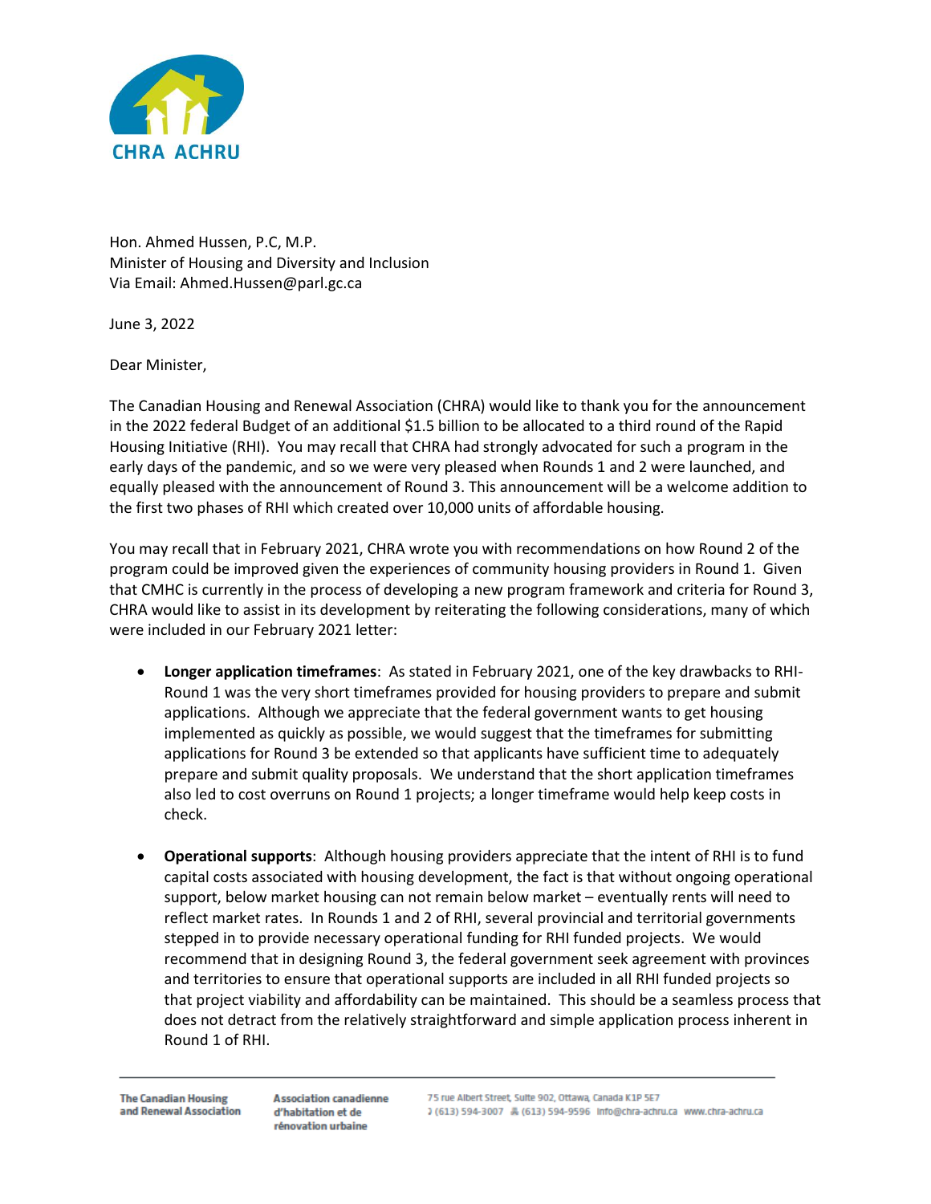CHRA ACHRU

Hon. Ahmed Hussen, P.C, M.P.
Minister of Housing and Diversity and Inclusion
Via Email: Ahmed.Hussen@parl.gc.ca

June 3, 2022

Dear Minister,

The Canadian Housing and Renewal Association (CHRA) would like to thank you for the announcement in the 2022 federal Budget of an additional $1.5 billion to be allocated to a third round of the Rapid Housing Initiative (RHI). You may recall that CHRA had strongly advocated for such a program in the early days of the pandemic, and so we were very pleased when Rounds 1 and 2 were launched, and equally pleased with the announcement of Round 3. This announcement will be a welcome addition to the first two phases of RHI which created over 10,000 units of affordable housing.

You may recall that in February 2021, CHRA wrote you with recommendations on how Round 2 of the program could be improved given the experiences of community housing providers in Round 1. Given that CMHC is currently in the process of developing a new program framework and criteria for Round 3, CHRA would like to assist in its development by reiterating the following considerations, many of which were included in our February 2021 letter:

- **Longer application timeframes**: As stated in February 2021, one of the key drawbacks to RHI-Round 1 was the very short timeframes provided for housing providers to prepare and submit applications. Although we appreciate that the federal government wants to get housing implemented as quickly as possible, we would suggest that the timeframes for submitting applications for Round 3 be extended so that applicants have sufficient time to adequately prepare and submit quality proposals. We understand that the short application timeframes also led to cost overruns on Round 1 projects; a longer timeframe would help keep costs in check.

- **Operational supports**: Although housing providers appreciate that the intent of RHI is to fund capital costs associated with housing development, the fact is that without ongoing operational support, below market housing can not remain below market – eventually rents will need to reflect market rates. In Rounds 1 and 2 of RHI, several provincial and territorial governments stepped in to provide necessary operational funding for RHI funded projects. We would recommend that in designing Round 3, the federal government seek agreement with provinces and territories to ensure that operational supports are included in all RHI funded projects so that project viability and affordability can be maintained. This should be a seamless process that does not detract from the relatively straightforward and simple application process inherent in Round 1 of RHI.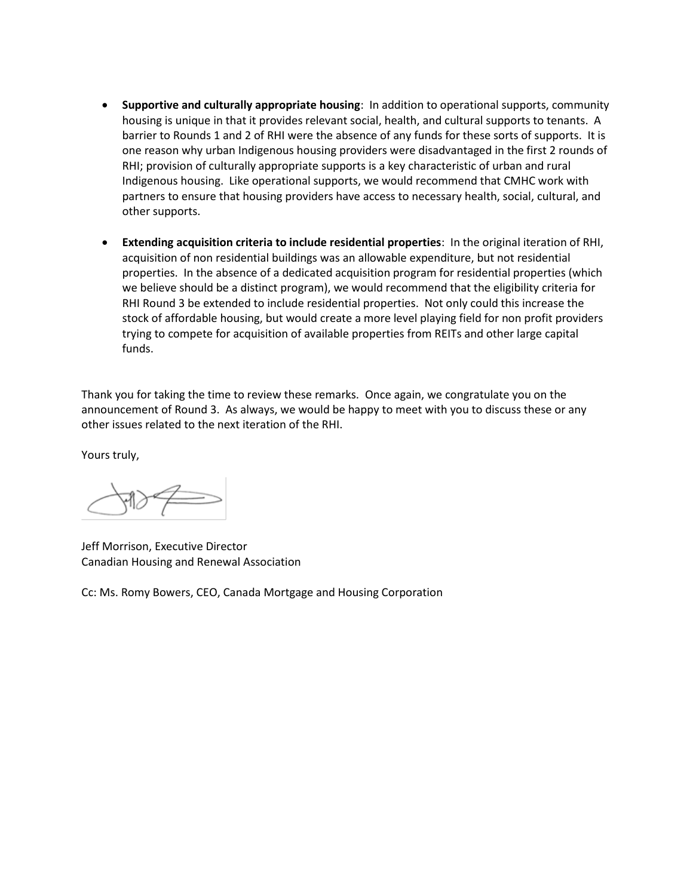- **Supportive and culturally appropriate housing**: In addition to operational supports, community housing is unique in that it provides relevant social, health, and cultural supports to tenants. A barrier to Rounds 1 and 2 of RHI were the absence of any funds for these sorts of supports. It is one reason why urban Indigenous housing providers were disadvantaged in the first 2 rounds of RHI; provision of culturally appropriate supports is a key characteristic of urban and rural Indigenous housing. Like operational supports, we would recommend that CMHC work with partners to ensure that housing providers have access to necessary health, social, cultural, and other supports.

- **Extending acquisition criteria to include residential properties**: In the original iteration of RHI, acquisition of non residential buildings was an allowable expenditure, but not residential properties. In the absence of a dedicated acquisition program for residential properties (which we believe should be a distinct program), we would recommend that the eligibility criteria for RHI Round 3 be extended to include residential properties. Not only could this increase the stock of affordable housing, but would create a more level playing field for non profit providers trying to compete for acquisition of available properties from REITs and other large capital funds.

Thank you for taking the time to review these remarks. Once again, we congratulate you on the announcement of Round 3. As always, we would be happy to meet with you to discuss these or any other issues related to the next iteration of the RHI.

Yours truly,

Jeff Morrison, Executive Director
Canadian Housing and Renewal Association

Cc: Ms. Romy Bowers, CEO, Canada Mortgage and Housing Corporation